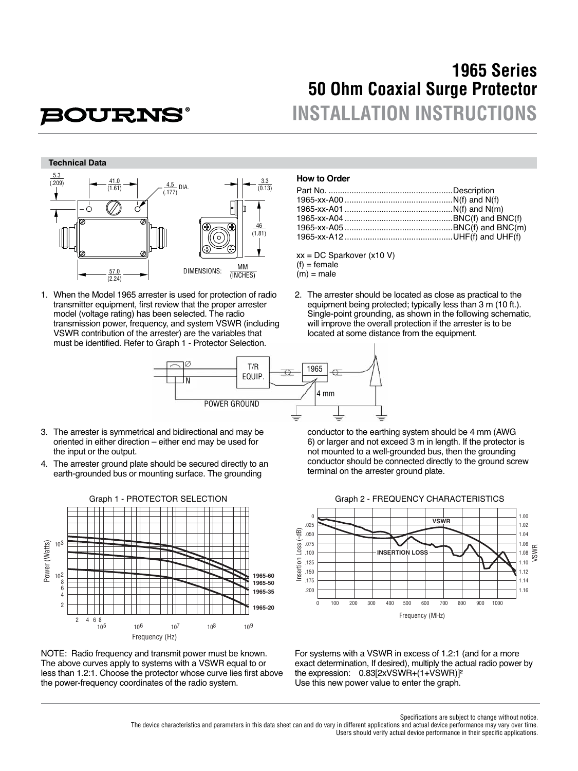# 1965 Series
# 50 Ohm Coaxial Surge Protector
# INSTALLATION INSTRUCTIONS

BOURNS®

## Technical Data

DIMENSIONS: MM (INCHES)

### How to Order

| Part No. | Description |
|---|---|
| 1965-xx-A00 | N(f) and N(f) |
| 1965-xx-A01 | N(f) and N(m) |
| 1965-xx-A04 | BNC(f) and BNC(f) |
| 1965-xx-A05 | BNC(f) and BNC(m) |
| 1965-xx-A12 | UHF(f) and UHF(f) |

xx = DC Sparkover (x10 V)
(f) = female
(m) = male

1. When the Model 1965 arrester is used for protection of radio transmitter equipment, first review that the proper arrester model (voltage rating) has been selected. The radio transmission power, frequency, and system VSWR (including VSWR contribution of the arrester) are the variables that must be identified. Refer to Graph 1 - Protector Selection.

2. The arrester should be located as close as practical to the equipment being protected; typically less than 3 m (10 ft.). Single-point grounding, as shown in the following schematic, will improve the overall protection if the arrester is to be located at some distance from the equipment.

3. The arrester is symmetrical and bidirectional and may be oriented in either direction – either end may be used for the input or the output.

4. The arrester ground plate should be secured directly to an earth-grounded bus or mounting surface. The grounding conductor to the earthing system should be 4 mm (AWG 6) or larger and not exceed 3 m in length. If the protector is not mounted to a well-grounded bus, then the grounding conductor should be connected directly to the ground screw terminal on the arrester ground plate.

Graph 1 - PROTECTOR SELECTION

Graph 2 - FREQUENCY CHARACTERISTICS

NOTE: Radio frequency and transmit power must be known. The above curves apply to systems with a VSWR equal to or less than 1.2:1. Choose the protector whose curve lies first above the power-frequency coordinates of the radio system.

For systems with a VSWR in excess of 1.2:1 (and for a more exact determination, If desired), multiply the actual radio power by the expression: $0.83[2xVSWR+(1+VSWR)]^2$
Use this new power value to enter the graph.

Specifications are subject to change without notice.
The device characteristics and parameters in this data sheet can and do vary in different applications and actual device performance may vary over time.
Users should verify actual device performance in their specific applications.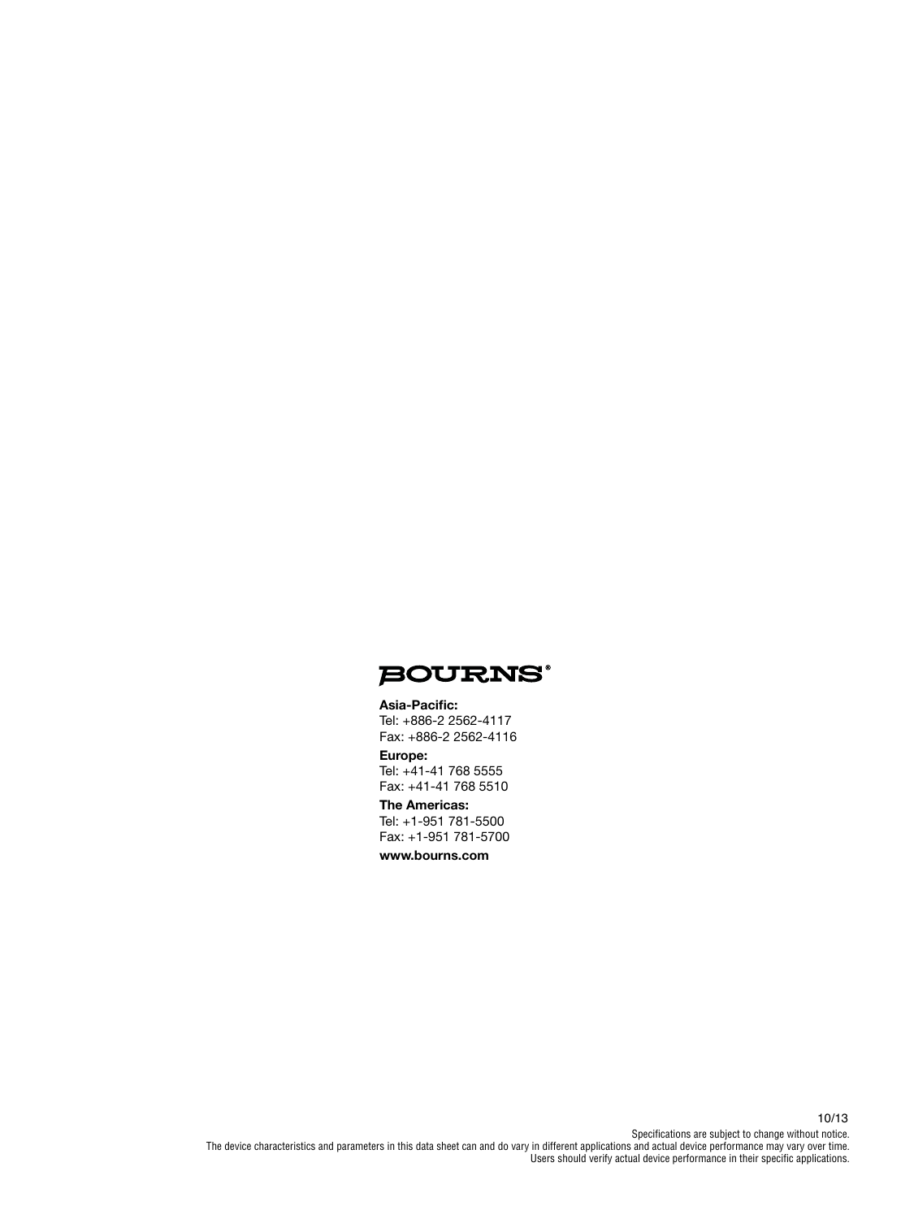BOURNS®

**Asia-Pacific:**
Tel: +886-2 2562-4117
Fax: +886-2 2562-4116

**Europe:**
Tel: +41-41 768 5555
Fax: +41-41 768 5510

**The Americas:**
Tel: +1-951 781-5500
Fax: +1-951 781-5700

**www.bourns.com**

10/13

Specifications are subject to change without notice.
The device characteristics and parameters in this data sheet can and do vary in different applications and actual device performance may vary over time.
Users should verify actual device performance in their specific applications.